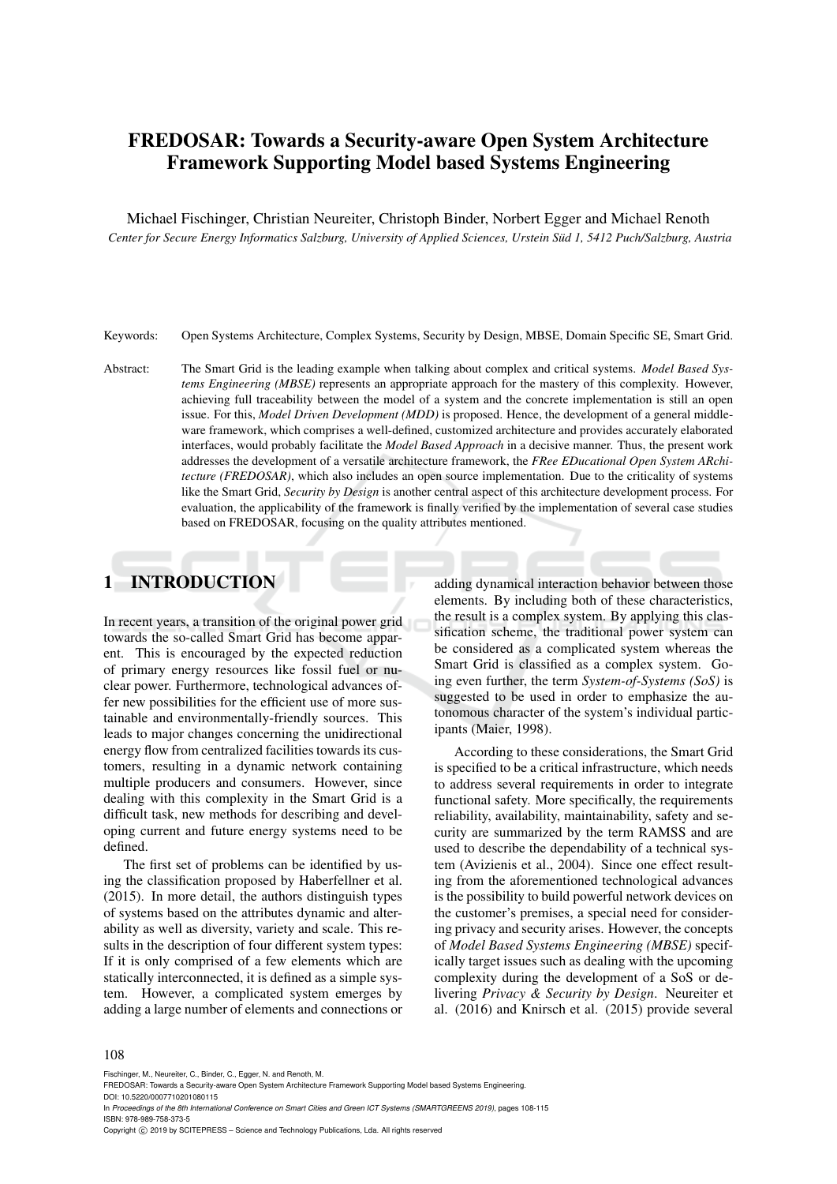# FREDOSAR: Towards a Security-aware Open System Architecture Framework Supporting Model based Systems Engineering

Michael Fischinger, Christian Neureiter, Christoph Binder, Norbert Egger and Michael Renoth

*Center for Secure Energy Informatics Salzburg, University of Applied Sciences, Urstein Süd 1, 5412 Puch/Salzburg, Austria*

Keywords: Open Systems Architecture, Complex Systems, Security by Design, MBSE, Domain Specific SE, Smart Grid.

Abstract: The Smart Grid is the leading example when talking about complex and critical systems. *Model Based Systems Engineering (MBSE)* represents an appropriate approach for the mastery of this complexity. However, achieving full traceability between the model of a system and the concrete implementation is still an open issue. For this, *Model Driven Development (MDD)* is proposed. Hence, the development of a general middleware framework, which comprises a well-defined, customized architecture and provides accurately elaborated interfaces, would probably facilitate the *Model Based Approach* in a decisive manner. Thus, the present work addresses the development of a versatile architecture framework, the *FRee EDucational Open System ARchitecture (FREDOSAR)*, which also includes an open source implementation. Due to the criticality of systems like the Smart Grid, *Security by Design* is another central aspect of this architecture development process. For evaluation, the applicability of the framework is finally verified by the implementation of several case studies based on FREDOSAR, focusing on the quality attributes mentioned.

## 1 INTRODUCTION

In recent years, a transition of the original power grid towards the so-called Smart Grid has become apparent. This is encouraged by the expected reduction of primary energy resources like fossil fuel or nuclear power. Furthermore, technological advances offer new possibilities for the efficient use of more sustainable and environmentally-friendly sources. This leads to major changes concerning the unidirectional energy flow from centralized facilities towards its customers, resulting in a dynamic network containing multiple producers and consumers. However, since dealing with this complexity in the Smart Grid is a difficult task, new methods for describing and developing current and future energy systems need to be defined.

The first set of problems can be identified by using the classification proposed by Haberfellner et al. (2015). In more detail, the authors distinguish types of systems based on the attributes dynamic and alterability as well as diversity, variety and scale. This results in the description of four different system types: If it is only comprised of a few elements which are statically interconnected, it is defined as a simple system. However, a complicated system emerges by adding a large number of elements and connections or adding dynamical interaction behavior between those elements. By including both of these characteristics, the result is a complex system. By applying this classification scheme, the traditional power system can be considered as a complicated system whereas the Smart Grid is classified as a complex system. Going even further, the term *System-of-Systems (SoS)* is suggested to be used in order to emphasize the autonomous character of the system's individual participants (Maier, 1998).

According to these considerations, the Smart Grid is specified to be a critical infrastructure, which needs to address several requirements in order to integrate functional safety. More specifically, the requirements reliability, availability, maintainability, safety and security are summarized by the term RAMSS and are used to describe the dependability of a technical system (Avizienis et al., 2004). Since one effect resulting from the aforementioned technological advances is the possibility to build powerful network devices on the customer's premises, a special need for considering privacy and security arises. However, the concepts of *Model Based Systems Engineering (MBSE)* specifically target issues such as dealing with the upcoming complexity during the development of a SoS or delivering *Privacy & Security by Design*. Neureiter et al. (2016) and Knirsch et al. (2015) provide several

Fischinger, M., Neureiter, C., Binder, C., Egger, N. and Renoth, M.
FREDOSAR: Towards a Security-aware Open System Architecture Framework Supporting Model based Systems Engineering.
DOI: 10.5220/0007710201080115
In *Proceedings of the 8th International Conference on Smart Cities and Green ICT Systems (SMARTGREENS 2019)*, pages 108-115
ISBN: 978-989-758-373-5
Copyright © 2019 by SCITEPRESS – Science and Technology Publications, Lda. All rights reserved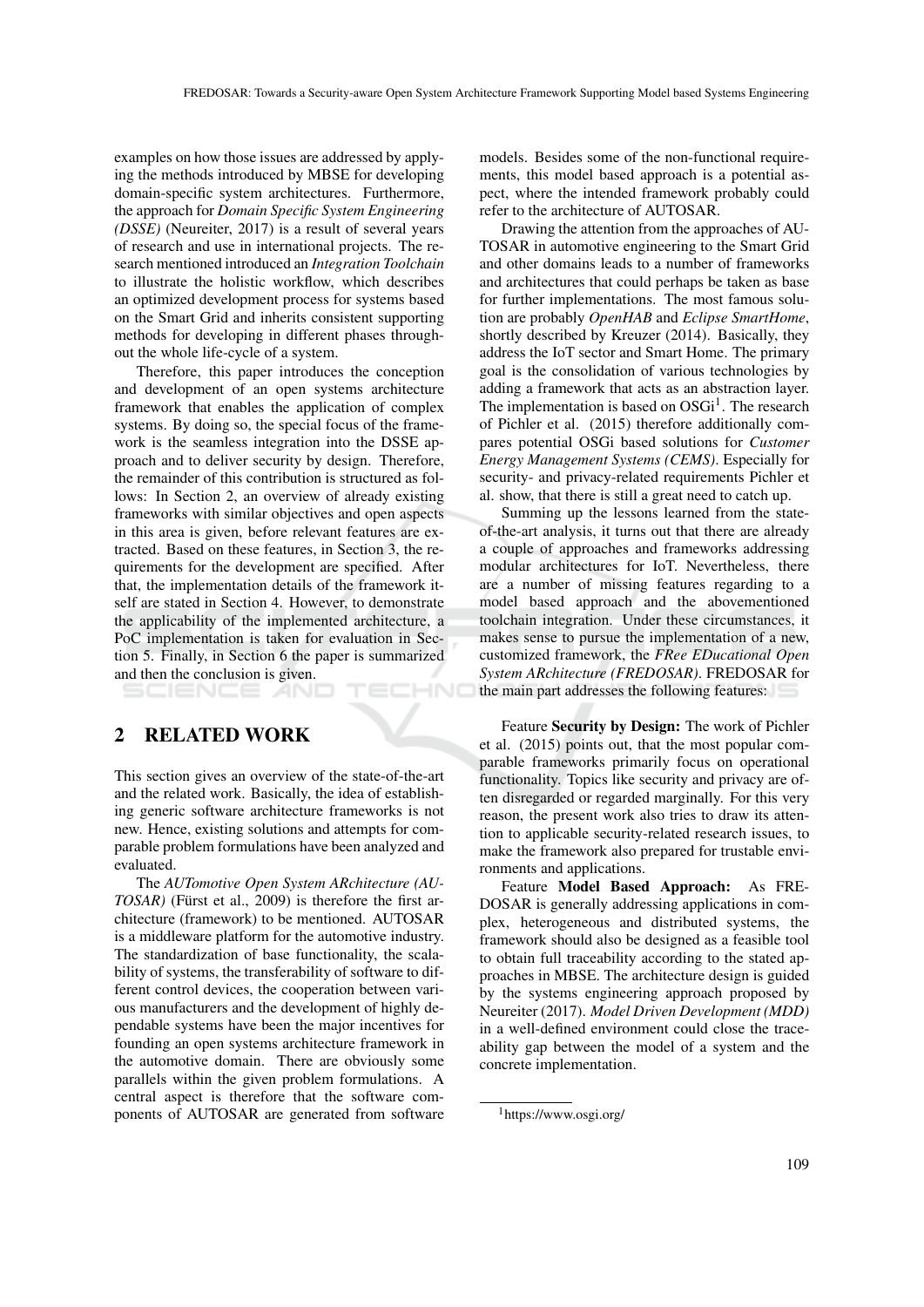examples on how those issues are addressed by applying the methods introduced by MBSE for developing domain-specific system architectures. Furthermore, the approach for *Domain Specific System Engineering (DSSE)* (Neureiter, 2017) is a result of several years of research and use in international projects. The research mentioned introduced an *Integration Toolchain* to illustrate the holistic workflow, which describes an optimized development process for systems based on the Smart Grid and inherits consistent supporting methods for developing in different phases throughout the whole life-cycle of a system.

Therefore, this paper introduces the conception and development of an open systems architecture framework that enables the application of complex systems. By doing so, the special focus of the framework is the seamless integration into the DSSE approach and to deliver security by design. Therefore, the remainder of this contribution is structured as follows: In Section 2, an overview of already existing frameworks with similar objectives and open aspects in this area is given, before relevant features are extracted. Based on these features, in Section 3, the requirements for the development are specified. After that, the implementation details of the framework itself are stated in Section 4. However, to demonstrate the applicability of the implemented architecture, a PoC implementation is taken for evaluation in Section 5. Finally, in Section 6 the paper is summarized and then the conclusion is given.

## 2 RELATED WORK

This section gives an overview of the state-of-the-art and the related work. Basically, the idea of establishing generic software architecture frameworks is not new. Hence, existing solutions and attempts for comparable problem formulations have been analyzed and evaluated.

The *AUTomotive Open System ARchitecture (AUTOSAR)* (Fürst et al., 2009) is therefore the first architecture (framework) to be mentioned. AUTOSAR is a middleware platform for the automotive industry. The standardization of base functionality, the scalability of systems, the transferability of software to different control devices, the cooperation between various manufacturers and the development of highly dependable systems have been the major incentives for founding an open systems architecture framework in the automotive domain. There are obviously some parallels within the given problem formulations. A central aspect is therefore that the software components of AUTOSAR are generated from software models. Besides some of the non-functional requirements, this model based approach is a potential aspect, where the intended framework probably could refer to the architecture of AUTOSAR.

Drawing the attention from the approaches of AUTOSAR in automotive engineering to the Smart Grid and other domains leads to a number of frameworks and architectures that could perhaps be taken as base for further implementations. The most famous solution are probably *OpenHAB* and *Eclipse SmartHome*, shortly described by Kreuzer (2014). Basically, they address the IoT sector and Smart Home. The primary goal is the consolidation of various technologies by adding a framework that acts as an abstraction layer. The implementation is based on OSGi[1]. The research of Pichler et al. (2015) therefore additionally compares potential OSGi based solutions for *Customer Energy Management Systems (CEMS)*. Especially for security- and privacy-related requirements Pichler et al. show, that there is still a great need to catch up.

Summing up the lessons learned from the state-of-the-art analysis, it turns out that there are already a couple of approaches and frameworks addressing modular architectures for IoT. Nevertheless, there are a number of missing features regarding to a model based approach and the abovementioned toolchain integration. Under these circumstances, it makes sense to pursue the implementation of a new, customized framework, the *FRee EDucational Open System ARchitecture (FREDOSAR)*. FREDOSAR for the main part addresses the following features:

Feature **Security by Design:** The work of Pichler et al. (2015) points out, that the most popular comparable frameworks primarily focus on operational functionality. Topics like security and privacy are often disregarded or regarded marginally. For this very reason, the present work also tries to draw its attention to applicable security-related research issues, to make the framework also prepared for trustable environments and applications.

Feature **Model Based Approach:** As FREDOSAR is generally addressing applications in complex, heterogeneous and distributed systems, the framework should also be designed as a feasible tool to obtain full traceability according to the stated approaches in MBSE. The architecture design is guided by the systems engineering approach proposed by Neureiter (2017). *Model Driven Development (MDD)* in a well-defined environment could close the traceability gap between the model of a system and the concrete implementation.

[1] https://www.osgi.org/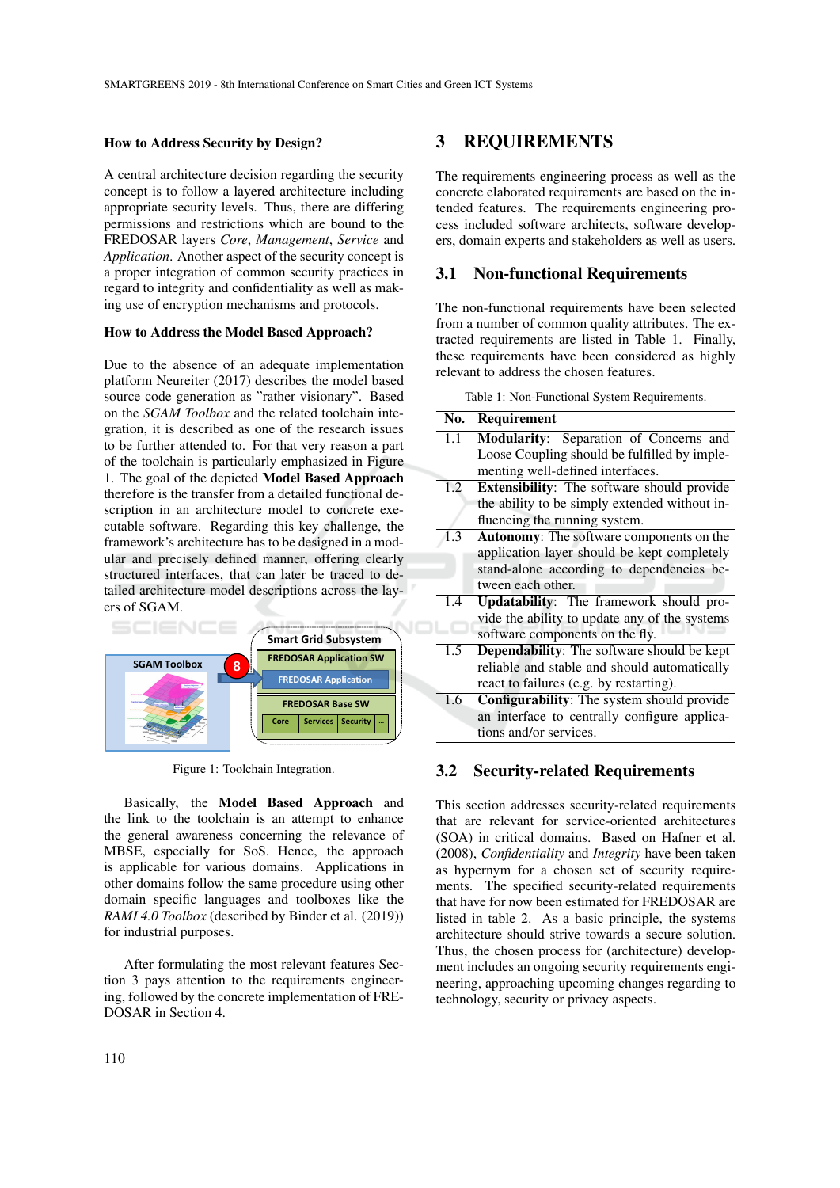**How to Address Security by Design?**

A central architecture decision regarding the security concept is to follow a layered architecture including appropriate security levels. Thus, there are differing permissions and restrictions which are bound to the FREDOSAR layers *Core*, *Management*, *Service* and *Application*. Another aspect of the security concept is a proper integration of common security practices in regard to integrity and confidentiality as well as making use of encryption mechanisms and protocols.

**How to Address the Model Based Approach?**

Due to the absence of an adequate implementation platform Neureiter (2017) describes the model based source code generation as "rather visionary". Based on the *SGAM Toolbox* and the related toolchain integration, it is described as one of the research issues to be further attended to. For that very reason a part of the toolchain is particularly emphasized in Figure 1. The goal of the depicted **Model Based Approach** therefore is the transfer from a detailed functional description in an architecture model to concrete executable software. Regarding this key challenge, the framework's architecture has to be designed in a modular and precisely defined manner, offering clearly structured interfaces, that can later be traced to detailed architecture model descriptions across the layers of SGAM.

Figure 1: Toolchain Integration.

Basically, the **Model Based Approach** and the link to the toolchain is an attempt to enhance the general awareness concerning the relevance of MBSE, especially for SoS. Hence, the approach is applicable for various domains. Applications in other domains follow the same procedure using other domain specific languages and toolboxes like the *RAMI 4.0 Toolbox* (described by Binder et al. (2019)) for industrial purposes.

After formulating the most relevant features Section 3 pays attention to the requirements engineering, followed by the concrete implementation of FREDOSAR in Section 4.

# 3 REQUIREMENTS

The requirements engineering process as well as the concrete elaborated requirements are based on the intended features. The requirements engineering process included software architects, software developers, domain experts and stakeholders as well as users.

## 3.1 Non-functional Requirements

The non-functional requirements have been selected from a number of common quality attributes. The extracted requirements are listed in Table 1. Finally, these requirements have been considered as highly relevant to address the chosen features.

Table 1: Non-Functional System Requirements.

| No. | Requirement |
|---|---|
| 1.1 | **Modularity**: Separation of Concerns and Loose Coupling should be fulfilled by implementing well-defined interfaces. |
| 1.2 | **Extensibility**: The software should provide the ability to be simply extended without influencing the running system. |
| 1.3 | **Autonomy**: The software components on the application layer should be kept completely stand-alone according to dependencies between each other. |
| 1.4 | **Updatability**: The framework should provide the ability to update any of the systems software components on the fly. |
| 1.5 | **Dependability**: The software should be kept reliable and stable and should automatically react to failures (e.g. by restarting). |
| 1.6 | **Configurability**: The system should provide an interface to centrally configure applications and/or services. |

## 3.2 Security-related Requirements

This section addresses security-related requirements that are relevant for service-oriented architectures (SOA) in critical domains. Based on Hafner et al. (2008), *Confidentiality* and *Integrity* have been taken as hypernym for a chosen set of security requirements. The specified security-related requirements that have for now been estimated for FREDOSAR are listed in table 2. As a basic principle, the systems architecture should strive towards a secure solution. Thus, the chosen process for (architecture) development includes an ongoing security requirements engineering, approaching upcoming changes regarding to technology, security or privacy aspects.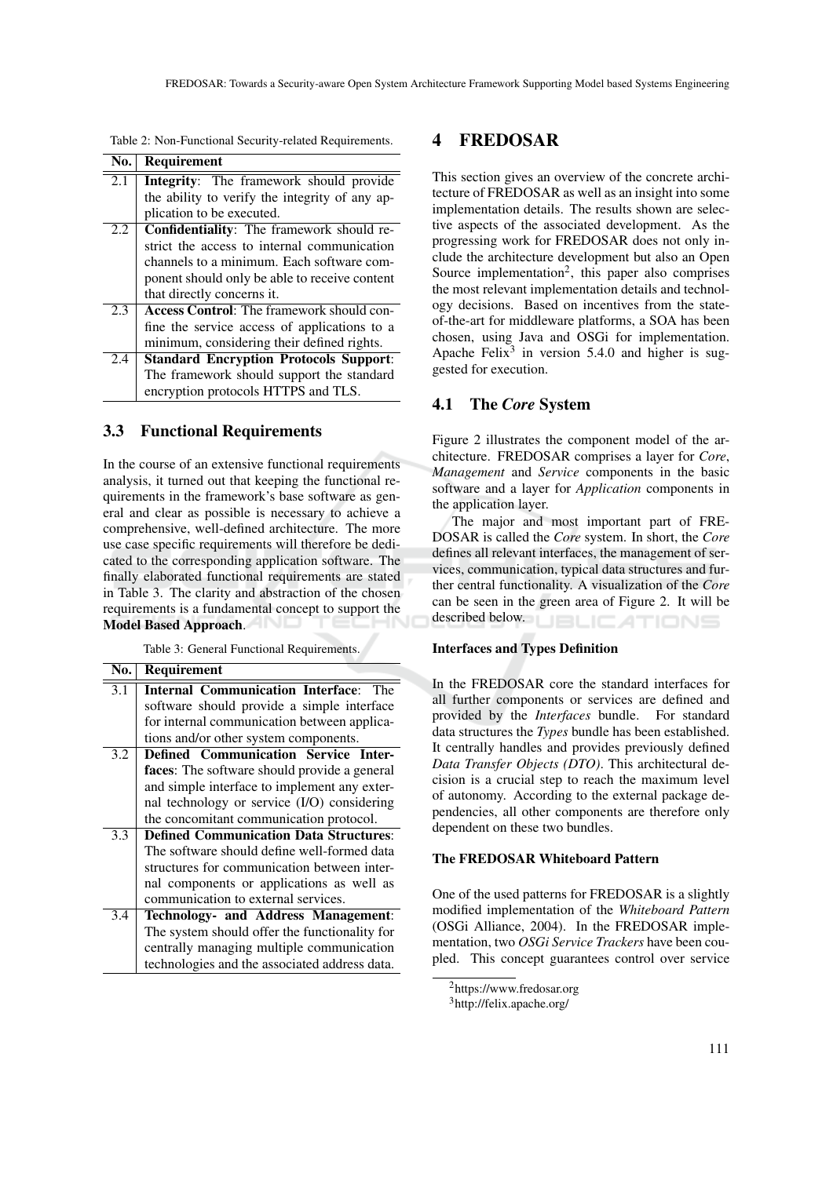Table 2: Non-Functional Security-related Requirements.

| No. | Requirement |
|---|---|
| 2.1 | **Integrity**: The framework should provide the ability to verify the integrity of any application to be executed. |
| 2.2 | **Confidentiality**: The framework should restrict the access to internal communication channels to a minimum. Each software component should only be able to receive content that directly concerns it. |
| 2.3 | **Access Control**: The framework should confine the service access of applications to a minimum, considering their defined rights. |
| 2.4 | **Standard Encryption Protocols Support**: The framework should support the standard encryption protocols HTTPS and TLS. |

### 3.3 Functional Requirements

In the course of an extensive functional requirements analysis, it turned out that keeping the functional requirements in the framework's base software as general and clear as possible is necessary to achieve a comprehensive, well-defined architecture. The more use case specific requirements will therefore be dedicated to the corresponding application software. The finally elaborated functional requirements are stated in Table 3. The clarity and abstraction of the chosen requirements is a fundamental concept to support the **Model Based Approach**.

Table 3: General Functional Requirements.

| No. | Requirement |
|---|---|
| 3.1 | **Internal Communication Interface**: The software should provide a simple interface for internal communication between applications and/or other system components. |
| 3.2 | **Defined Communication Service Interfaces**: The software should provide a general and simple interface to implement any external technology or service (I/O) considering the concomitant communication protocol. |
| 3.3 | **Defined Communication Data Structures**: The software should define well-formed data structures for communication between internal components or applications as well as communication to external services. |
| 3.4 | **Technology- and Address Management**: The system should offer the functionality for centrally managing multiple communication technologies and the associated address data. |

## 4 FREDOSAR

This section gives an overview of the concrete architecture of FREDOSAR as well as an insight into some implementation details. The results shown are selective aspects of the associated development. As the progressing work for FREDOSAR does not only include the architecture development but also an Open Source implementation[2], this paper also comprises the most relevant implementation details and technology decisions. Based on incentives from the state-of-the-art for middleware platforms, a SOA has been chosen, using Java and OSGi for implementation. Apache Felix[3] in version 5.4.0 and higher is suggested for execution.

### 4.1 The *Core* System

Figure 2 illustrates the component model of the architecture. FREDOSAR comprises a layer for *Core*, *Management* and *Service* components in the basic software and a layer for *Application* components in the application layer.

The major and most important part of FREDOSAR is called the *Core* system. In short, the *Core* defines all relevant interfaces, the management of services, communication, typical data structures and further central functionality. A visualization of the *Core* can be seen in the green area of Figure 2. It will be described below.

#### Interfaces and Types Definition

In the FREDOSAR core the standard interfaces for all further components or services are defined and provided by the *Interfaces* bundle. For standard data structures the *Types* bundle has been established. It centrally handles and provides previously defined *Data Transfer Objects (DTO)*. This architectural decision is a crucial step to reach the maximum level of autonomy. According to the external package dependencies, all other components are therefore only dependent on these two bundles.

#### The FREDOSAR Whiteboard Pattern

One of the used patterns for FREDOSAR is a slightly modified implementation of the *Whiteboard Pattern* (OSGi Alliance, 2004). In the FREDOSAR implementation, two *OSGi Service Trackers* have been coupled. This concept guarantees control over service

[2] https://www.fredosar.org

[3] http://felix.apache.org/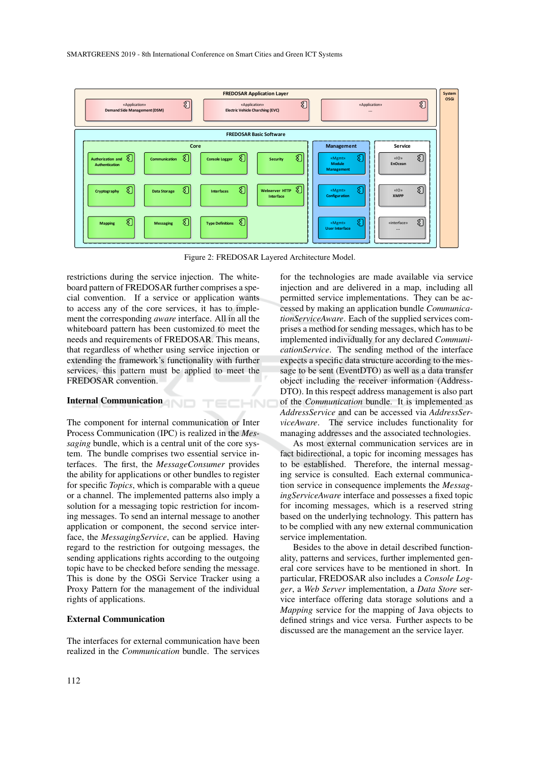Figure 2: FREDOSAR Layered Architecture Model.

restrictions during the service injection. The whiteboard pattern of FREDOSAR further comprises a special convention. If a service or application wants to access any of the core services, it has to implement the corresponding *aware* interface. All in all the whiteboard pattern has been customized to meet the needs and requirements of FREDOSAR. This means, that regardless of whether using service injection or extending the framework's functionality with further services, this pattern must be applied to meet the FREDOSAR convention.

### Internal Communication

The component for internal communication or Inter Process Communication (IPC) is realized in the *Messaging* bundle, which is a central unit of the core system. The bundle comprises two essential service interfaces. The first, the *MessageConsumer* provides the ability for applications or other bundles to register for specific *Topics*, which is comparable with a queue or a channel. The implemented patterns also imply a solution for a messaging topic restriction for incoming messages. To send an internal message to another application or component, the second service interface, the *MessagingService*, can be applied. Having regard to the restriction for outgoing messages, the sending applications rights according to the outgoing topic have to be checked before sending the message. This is done by the OSGi Service Tracker using a Proxy Pattern for the management of the individual rights of applications.

### External Communication

The interfaces for external communication have been realized in the *Communication* bundle. The services for the technologies are made available via service injection and are delivered in a map, including all permitted service implementations. They can be accessed by making an application bundle *CommunicationServiceAware*. Each of the supplied services comprises a method for sending messages, which has to be implemented individually for any declared *CommunicationService*. The sending method of the interface expects a specific data structure according to the message to be sent (EventDTO) as well as a data transfer object including the receiver information (AddressDTO). In this respect address management is also part of the *Communication* bundle. It is implemented as *AddressService* and can be accessed via *AddressServiceAware*. The service includes functionality for managing addresses and the associated technologies.

As most external communication services are in fact bidirectional, a topic for incoming messages has to be established. Therefore, the internal messaging service is consulted. Each external communication service in consequence implements the *MessagingServiceAware* interface and possesses a fixed topic for incoming messages, which is a reserved string based on the underlying technology. This pattern has to be complied with any new external communication service implementation.

Besides to the above in detail described functionality, patterns and services, further implemented general core services have to be mentioned in short. In particular, FREDOSAR also includes a *Console Logger*, a *Web Server* implementation, a *Data Store* service interface offering data storage solutions and a *Mapping* service for the mapping of Java objects to defined strings and vice versa. Further aspects to be discussed are the management an the service layer.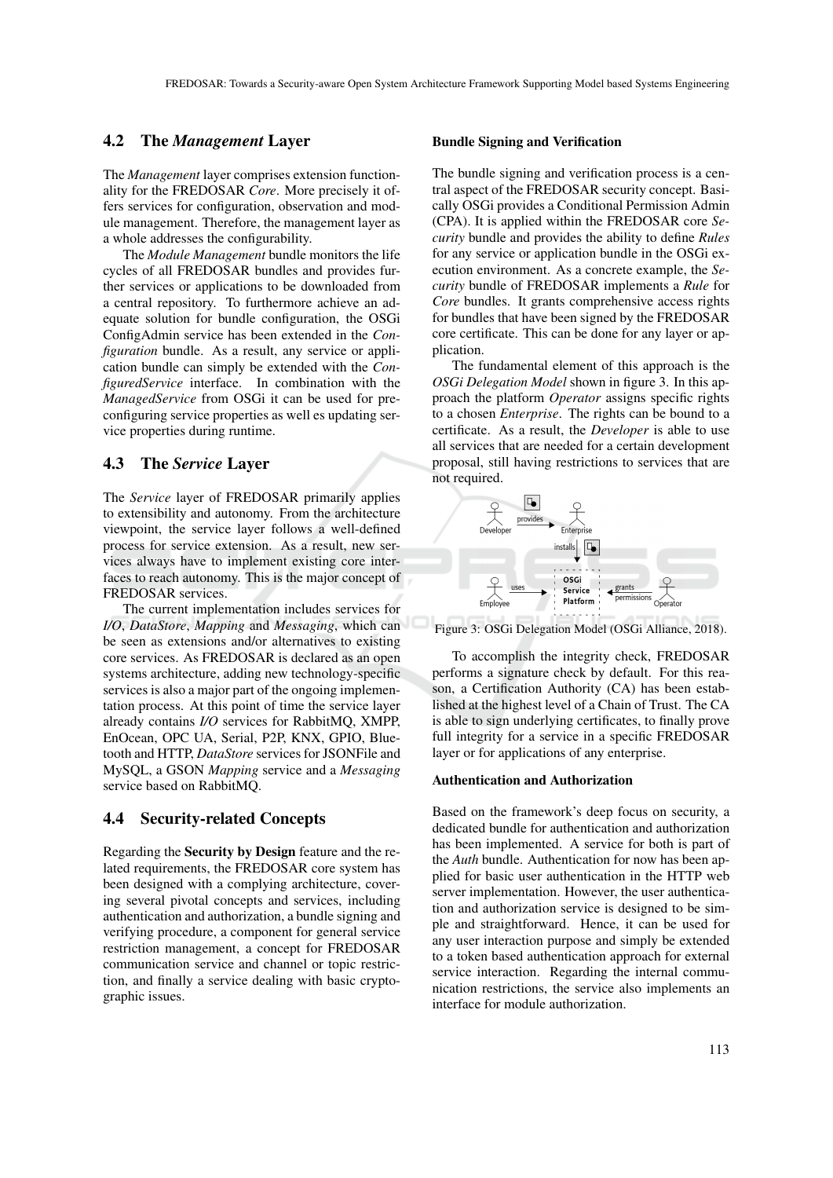## 4.2 The *Management* Layer

The *Management* layer comprises extension functionality for the FREDOSAR *Core*. More precisely it offers services for configuration, observation and module management. Therefore, the management layer as a whole addresses the configurability.

The *Module Management* bundle monitors the life cycles of all FREDOSAR bundles and provides further services or applications to be downloaded from a central repository. To furthermore achieve an adequate solution for bundle configuration, the OSGi ConfigAdmin service has been extended in the *Configuration* bundle. As a result, any service or application bundle can simply be extended with the *ConfiguredService* interface. In combination with the *ManagedService* from OSGi it can be used for preconfiguring service properties as well es updating service properties during runtime.

## 4.3 The *Service* Layer

The *Service* layer of FREDOSAR primarily applies to extensibility and autonomy. From the architecture viewpoint, the service layer follows a well-defined process for service extension. As a result, new services always have to implement existing core interfaces to reach autonomy. This is the major concept of FREDOSAR services.

The current implementation includes services for *I/O*, *DataStore*, *Mapping* and *Messaging*, which can be seen as extensions and/or alternatives to existing core services. As FREDOSAR is declared as an open systems architecture, adding new technology-specific services is also a major part of the ongoing implementation process. At this point of time the service layer already contains *I/O* services for RabbitMQ, XMPP, EnOcean, OPC UA, Serial, P2P, KNX, GPIO, Bluetooth and HTTP, *DataStore* services for JSONFile and MySQL, a GSON *Mapping* service and a *Messaging* service based on RabbitMQ.

## 4.4 Security-related Concepts

Regarding the **Security by Design** feature and the related requirements, the FREDOSAR core system has been designed with a complying architecture, covering several pivotal concepts and services, including authentication and authorization, a bundle signing and verifying procedure, a component for general service restriction management, a concept for FREDOSAR communication service and channel or topic restriction, and finally a service dealing with basic cryptographic issues.

#### Bundle Signing and Verification

The bundle signing and verification process is a central aspect of the FREDOSAR security concept. Basically OSGi provides a Conditional Permission Admin (CPA). It is applied within the FREDOSAR core *Security* bundle and provides the ability to define *Rules* for any service or application bundle in the OSGi execution environment. As a concrete example, the *Security* bundle of FREDOSAR implements a *Rule* for *Core* bundles. It grants comprehensive access rights for bundles that have been signed by the FREDOSAR core certificate. This can be done for any layer or application.

The fundamental element of this approach is the *OSGi Delegation Model* shown in figure 3. In this approach the platform *Operator* assigns specific rights to a chosen *Enterprise*. The rights can be bound to a certificate. As a result, the *Developer* is able to use all services that are needed for a certain development proposal, still having restrictions to services that are not required.

Figure 3: OSGi Delegation Model (OSGi Alliance, 2018).

To accomplish the integrity check, FREDOSAR performs a signature check by default. For this reason, a Certification Authority (CA) has been established at the highest level of a Chain of Trust. The CA is able to sign underlying certificates, to finally prove full integrity for a service in a specific FREDOSAR layer or for applications of any enterprise.

#### Authentication and Authorization

Based on the framework's deep focus on security, a dedicated bundle for authentication and authorization has been implemented. A service for both is part of the *Auth* bundle. Authentication for now has been applied for basic user authentication in the HTTP web server implementation. However, the user authentication and authorization service is designed to be simple and straightforward. Hence, it can be used for any user interaction purpose and simply be extended to a token based authentication approach for external service interaction. Regarding the internal communication restrictions, the service also implements an interface for module authorization.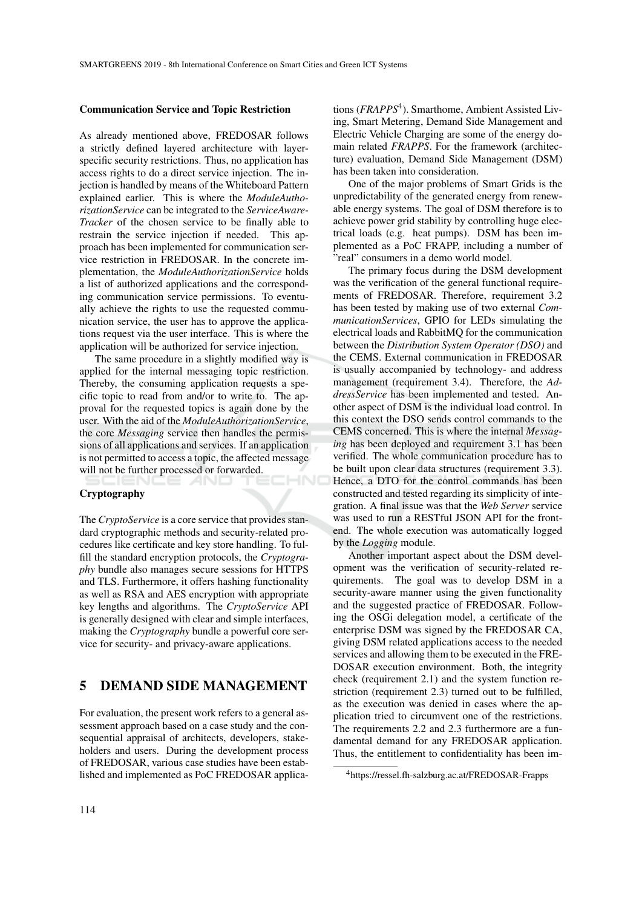#### Communication Service and Topic Restriction

As already mentioned above, FREDOSAR follows a strictly defined layered architecture with layer-specific security restrictions. Thus, no application has access rights to do a direct service injection. The injection is handled by means of the Whiteboard Pattern explained earlier. This is where the *ModuleAuthorizationService* can be integrated to the *ServiceAwareTracker* of the chosen service to be finally able to restrain the service injection if needed. This approach has been implemented for communication service restriction in FREDOSAR. In the concrete implementation, the *ModuleAuthorizationService* holds a list of authorized applications and the corresponding communication service permissions. To eventually achieve the rights to use the requested communication service, the user has to approve the applications request via the user interface. This is where the application will be authorized for service injection.

The same procedure in a slightly modified way is applied for the internal messaging topic restriction. Thereby, the consuming application requests a specific topic to read from and/or to write to. The approval for the requested topics is again done by the user. With the aid of the *ModuleAuthorizationService*, the core *Messaging* service then handles the permissions of all applications and services. If an application is not permitted to access a topic, the affected message will not be further processed or forwarded.

#### Cryptography

The *CryptoService* is a core service that provides standard cryptographic methods and security-related procedures like certificate and key store handling. To fulfill the standard encryption protocols, the *Cryptography* bundle also manages secure sessions for HTTPS and TLS. Furthermore, it offers hashing functionality as well as RSA and AES encryption with appropriate key lengths and algorithms. The *CryptoService* API is generally designed with clear and simple interfaces, making the *Cryptography* bundle a powerful core service for security- and privacy-aware applications.

## 5 DEMAND SIDE MANAGEMENT

For evaluation, the present work refers to a general assessment approach based on a case study and the consequential appraisal of architects, developers, stakeholders and users. During the development process of FREDOSAR, various case studies have been established and implemented as PoC FREDOSAR applications (*FRAPPS*[4]). Smarthome, Ambient Assisted Living, Smart Metering, Demand Side Management and Electric Vehicle Charging are some of the energy domain related *FRAPPS*. For the framework (architecture) evaluation, Demand Side Management (DSM) has been taken into consideration.

One of the major problems of Smart Grids is the unpredictability of the generated energy from renewable energy systems. The goal of DSM therefore is to achieve power grid stability by controlling huge electrical loads (e.g. heat pumps). DSM has been implemented as a PoC FRAPP, including a number of "real" consumers in a demo world model.

The primary focus during the DSM development was the verification of the general functional requirements of FREDOSAR. Therefore, requirement 3.2 has been tested by making use of two external *CommunicationServices*, GPIO for LEDs simulating the electrical loads and RabbitMQ for the communication between the *Distribution System Operator (DSO)* and the CEMS. External communication in FREDOSAR is usually accompanied by technology- and address management (requirement 3.4). Therefore, the *AddressService* has been implemented and tested. Another aspect of DSM is the individual load control. In this context the DSO sends control commands to the CEMS concerned. This is where the internal *Messaging* has been deployed and requirement 3.1 has been verified. The whole communication procedure has to be built upon clear data structures (requirement 3.3). Hence, a DTO for the control commands has been constructed and tested regarding its simplicity of integration. A final issue was that the *Web Server* service was used to run a RESTful JSON API for the frontend. The whole execution was automatically logged by the *Logging* module.

Another important aspect about the DSM development was the verification of security-related requirements. The goal was to develop DSM in a security-aware manner using the given functionality and the suggested practice of FREDOSAR. Following the OSGi delegation model, a certificate of the enterprise DSM was signed by the FREDOSAR CA, giving DSM related applications access to the needed services and allowing them to be executed in the FREDOSAR execution environment. Both, the integrity check (requirement 2.1) and the system function restriction (requirement 2.3) turned out to be fulfilled, as the execution was denied in cases where the application tried to circumvent one of the restrictions. The requirements 2.2 and 2.3 furthermore are a fundamental demand for any FREDOSAR application. Thus, the entitlement to confidentiality has been im-

[4]https://ressel.fh-salzburg.ac.at/FREDOSAR-Frapps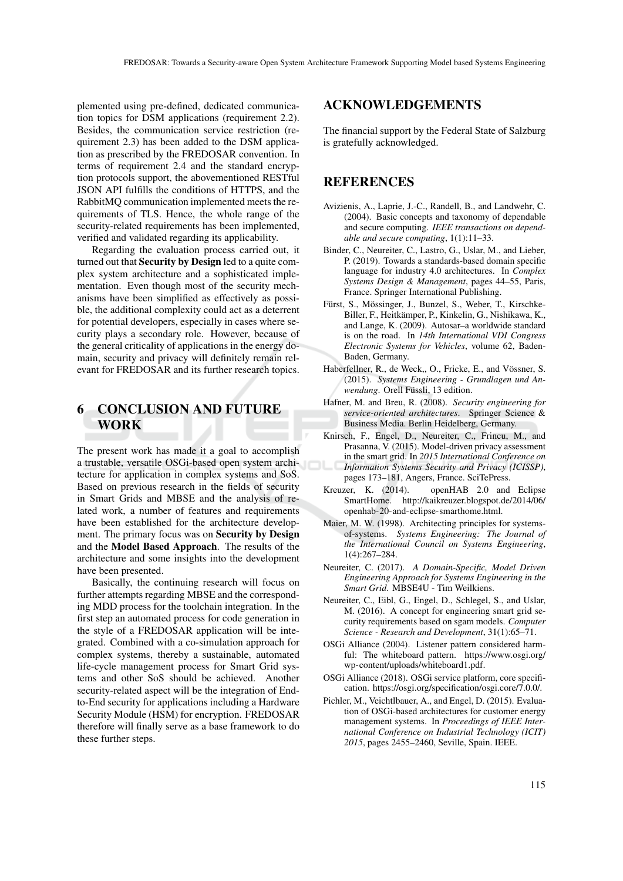plemented using pre-defined, dedicated communication topics for DSM applications (requirement 2.2). Besides, the communication service restriction (requirement 2.3) has been added to the DSM application as prescribed by the FREDOSAR convention. In terms of requirement 2.4 and the standard encryption protocols support, the abovementioned RESTful JSON API fulfills the conditions of HTTPS, and the RabbitMQ communication implemented meets the requirements of TLS. Hence, the whole range of the security-related requirements has been implemented, verified and validated regarding its applicability.

Regarding the evaluation process carried out, it turned out that **Security by Design** led to a quite complex system architecture and a sophisticated implementation. Even though most of the security mechanisms have been simplified as effectively as possible, the additional complexity could act as a deterrent for potential developers, especially in cases where security plays a secondary role. However, because of the general criticality of applications in the energy domain, security and privacy will definitely remain relevant for FREDOSAR and its further research topics.

# 6 CONCLUSION AND FUTURE WORK

The present work has made it a goal to accomplish a trustable, versatile OSGi-based open system architecture for application in complex systems and SoS. Based on previous research in the fields of security in Smart Grids and MBSE and the analysis of related work, a number of features and requirements have been established for the architecture development. The primary focus was on **Security by Design** and the **Model Based Approach**. The results of the architecture and some insights into the development have been presented.

Basically, the continuing research will focus on further attempts regarding MBSE and the corresponding MDD process for the toolchain integration. In the first step an automated process for code generation in the style of a FREDOSAR application will be integrated. Combined with a co-simulation approach for complex systems, thereby a sustainable, automated life-cycle management process for Smart Grid systems and other SoS should be achieved. Another security-related aspect will be the integration of End-to-End security for applications including a Hardware Security Module (HSM) for encryption. FREDOSAR therefore will finally serve as a base framework to do these further steps.

# ACKNOWLEDGEMENTS

The financial support by the Federal State of Salzburg is gratefully acknowledged.

# REFERENCES

Avizienis, A., Laprie, J.-C., Randell, B., and Landwehr, C. (2004). Basic concepts and taxonomy of dependable and secure computing. *IEEE transactions on dependable and secure computing*, 1(1):11–33.

Binder, C., Neureiter, C., Lastro, G., Uslar, M., and Lieber, P. (2019). Towards a standards-based domain specific language for industry 4.0 architectures. In *Complex Systems Design & Management*, pages 44–55, Paris, France. Springer International Publishing.

Fürst, S., Mössinger, J., Bunzel, S., Weber, T., Kirschke-Biller, F., Heitkämper, P., Kinkelin, G., Nishikawa, K., and Lange, K. (2009). Autosar–a worldwide standard is on the road. In *14th International VDI Congress Electronic Systems for Vehicles*, volume 62, Baden-Baden, Germany.

Haberfellner, R., de Weck,, O., Fricke, E., and Vössner, S. (2015). *Systems Engineering - Grundlagen und Anwendung*. Orell Füssli, 13 edition.

Hafner, M. and Breu, R. (2008). *Security engineering for service-oriented architectures*. Springer Science & Business Media. Berlin Heidelberg, Germany.

Knirsch, F., Engel, D., Neureiter, C., Frincu, M., and Prasanna, V. (2015). Model-driven privacy assessment in the smart grid. In *2015 International Conference on Information Systems Security and Privacy (ICISSP)*, pages 173–181, Angers, France. SciTePress.

Kreuzer, K. (2014). openHAB 2.0 and Eclipse SmartHome. http://kaikreuzer.blogspot.de/2014/06/openhab-20-and-eclipse-smarthome.html.

Maier, M. W. (1998). Architecting principles for systems-of-systems. *Systems Engineering: The Journal of the International Council on Systems Engineering*, 1(4):267–284.

Neureiter, C. (2017). *A Domain-Specific, Model Driven Engineering Approach for Systems Engineering in the Smart Grid*. MBSE4U - Tim Weilkiens.

Neureiter, C., Eibl, G., Engel, D., Schlegel, S., and Uslar, M. (2016). A concept for engineering smart grid security requirements based on sgam models. *Computer Science - Research and Development*, 31(1):65–71.

OSGi Alliance (2004). Listener pattern considered harmful: The whiteboard pattern. https://www.osgi.org/wp-content/uploads/whiteboard1.pdf.

OSGi Alliance (2018). OSGi service platform, core specification. https://osgi.org/specification/osgi.core/7.0.0/.

Pichler, M., Veichtlbauer, A., and Engel, D. (2015). Evaluation of OSGi-based architectures for customer energy management systems. In *Proceedings of IEEE International Conference on Industrial Technology (ICIT) 2015*, pages 2455–2460, Seville, Spain. IEEE.